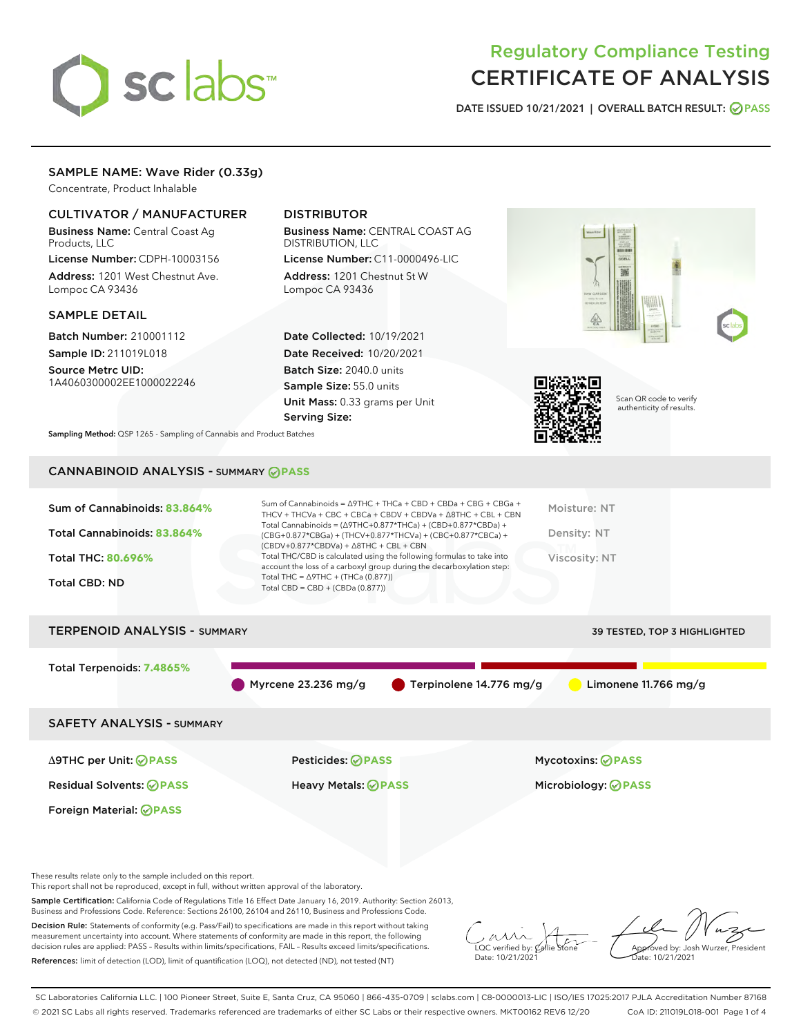# Regulatory Compliance Testing
# CERTIFICATE OF ANALYSIS

DATE ISSUED 10/21/2021 | OVERALL BATCH RESULT: PASS

## SAMPLE NAME: Wave Rider (0.33g)

Concentrate, Product Inhalable

### CULTIVATOR / MANUFACTURER

**Business Name:** Central Coast Ag Products, LLC
**License Number:** CDPH-10003156
**Address:** 1201 West Chestnut Ave. Lompoc CA 93436

### DISTRIBUTOR

**Business Name:** CENTRAL COAST AG DISTRIBUTION, LLC
**License Number:** C11-0000496-LIC
**Address:** 1201 Chestnut St W Lompoc CA 93436

### SAMPLE DETAIL

**Batch Number:** 210001112
**Sample ID:** 211019L018
**Source Metrc UID:** 1A4060300002EE1000022246

**Date Collected:** 10/19/2021
**Date Received:** 10/20/2021
**Batch Size:** 2040.0 units
**Sample Size:** 55.0 units
**Unit Mass:** 0.33 grams per Unit
**Serving Size:**

**Sampling Method:** QSP 1265 - Sampling of Cannabis and Product Batches

Scan QR code to verify authenticity of results.

## CANNABINOID ANALYSIS - SUMMARY PASS

**Sum of Cannabinoids:** 83.864%
**Total Cannabinoids:** 83.864%
**Total THC:** 80.696%
**Total CBD:** ND

Sum of Cannabinoids = Δ9THC + THCa + CBD + CBDa + CBG + CBGa + THCV + THCVa + CBC + CBCa + CBDV + CBDVa + Δ8THC + CBL + CBN
Total Cannabinoids = (Δ9THC+0.877*THCa) + (CBD+0.877*CBDa) + (CBG+0.877*CBGa) + (THCV+0.877*THCVa) + (CBC+0.877*CBCa) + (CBDV+0.877*CBDVa) + Δ8THC + CBL + CBN
Total THC/CBD is calculated using the following formulas to take into account the loss of a carboxyl group during the decarboxylation step:
Total THC = Δ9THC + (THCa (0.877))
Total CBD = CBD + (CBDa (0.877))

Moisture: NT
Density: NT
Viscosity: NT

## TERPENOID ANALYSIS - SUMMARY

39 TESTED, TOP 3 HIGHLIGHTED

**Total Terpenoids:** 7.4865%

Myrcene 23.236 mg/g | Terpinolene 14.776 mg/g | Limonene 11.766 mg/g

## SAFETY ANALYSIS - SUMMARY

Δ9THC per Unit: PASS
Pesticides: PASS
Mycotoxins: PASS
Residual Solvents: PASS
Heavy Metals: PASS
Microbiology: PASS
Foreign Material: PASS

These results relate only to the sample included on this report.
This report shall not be reproduced, except in full, without written approval of the laboratory.

**Sample Certification:** California Code of Regulations Title 16 Effect Date January 16, 2019. Authority: Section 26013, Business and Professions Code. Reference: Sections 26100, 26104 and 26110, Business and Professions Code.

**Decision Rule:** Statements of conformity (e.g. Pass/Fail) to specifications are made in this report without taking measurement uncertainty into account. Where statements of conformity are made in this report, the following decision rules are applied: PASS - Results within limits/specifications, FAIL - Results exceed limits/specifications.

**References:** limit of detection (LOD), limit of quantification (LOQ), not detected (ND), not tested (NT)

LQC verified by: Callie Stone
Date: 10/21/2021

Approved by: Josh Wurzer, President
Date: 10/21/2021

SC Laboratories California LLC. | 100 Pioneer Street, Suite E, Santa Cruz, CA 95060 | 866-435-0709 | sclabs.com | C8-0000013-LIC | ISO/IES 17025:2017 PJLA Accreditation Number 87168
© 2021 SC Labs all rights reserved. Trademarks referenced are trademarks of either SC Labs or their respective owners. MKT00162 REV6 12/20 CoA ID: 211019L018-001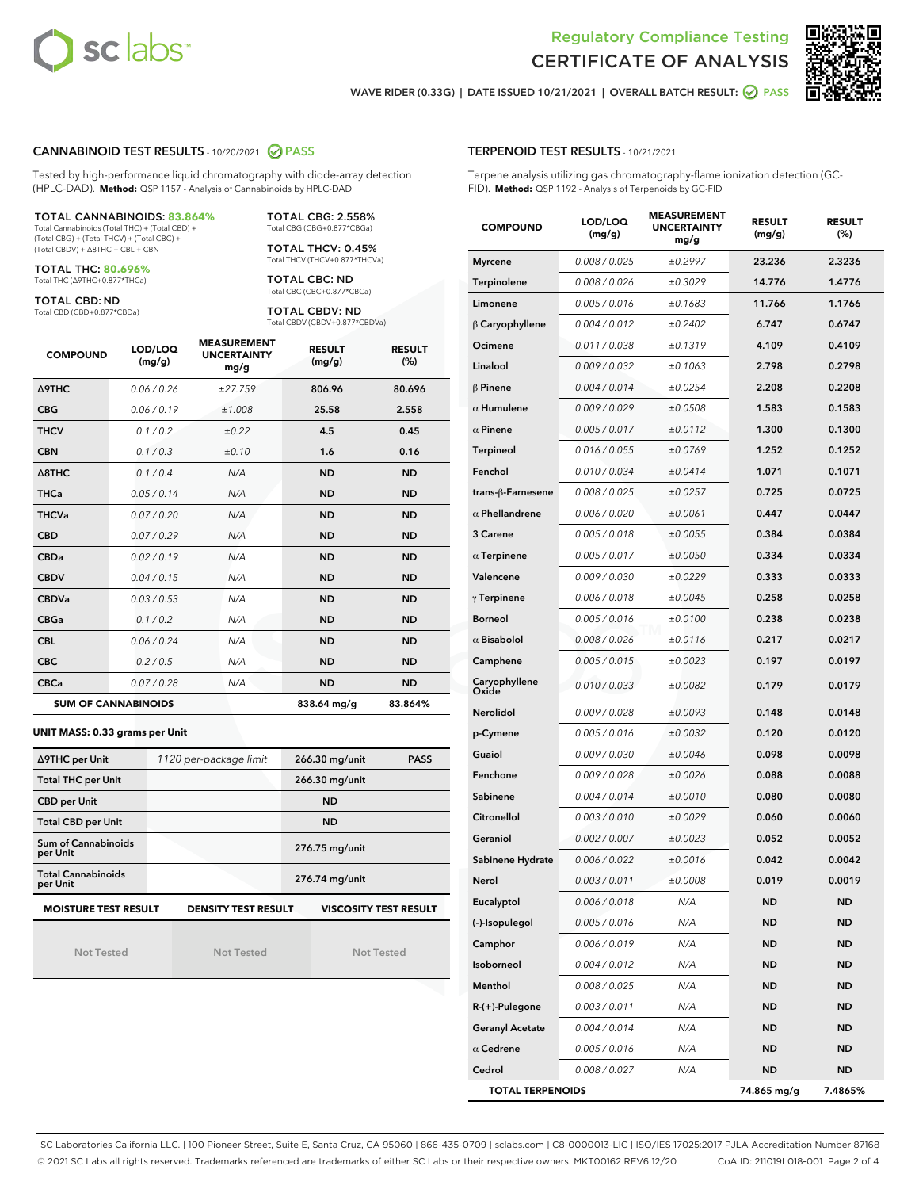Regulatory Compliance Testing
CERTIFICATE OF ANALYSIS

WAVE RIDER (0.33G) | DATE ISSUED 10/21/2021 | OVERALL BATCH RESULT: PASS

## CANNABINOID TEST RESULTS - 10/20/2021 PASS

Tested by high-performance liquid chromatography with diode-array detection (HPLC-DAD). **Method:** QSP 1157 - Analysis of Cannabinoids by HPLC-DAD

**TOTAL CANNABINOIDS: 83.864%**
Total Cannabinoids (Total THC) + (Total CBD) + (Total CBG) + (Total THCV) + (Total CBC) + (Total CBDV) + Δ8THC + CBL + CBN

**TOTAL THC: 80.696%**
Total THC (Δ9THC+0.877*THCa)

**TOTAL CBD: ND**
Total CBD (CBD+0.877*CBDa)

**TOTAL CBG: 2.558%**
Total CBG (CBG+0.877*CBGa)

**TOTAL THCV: 0.45%**
Total THCV (THCV+0.877*THCVa)

**TOTAL CBC: ND**
Total CBC (CBC+0.877*CBCa)

**TOTAL CBDV: ND**
Total CBDV (CBDV+0.877*CBDVa)

| COMPOUND | LOD/LOQ (mg/g) | MEASUREMENT UNCERTAINTY mg/g | RESULT (mg/g) | RESULT (%) |
|---|---|---|---|---|
| Δ9THC | 0.06 / 0.26 | ±27.759 | 806.96 | 80.696 |
| CBG | 0.06 / 0.19 | ±1.008 | 25.58 | 2.558 |
| THCV | 0.1 / 0.2 | ±0.22 | 4.5 | 0.45 |
| CBN | 0.1 / 0.3 | ±0.10 | 1.6 | 0.16 |
| Δ8THC | 0.1 / 0.4 | N/A | ND | ND |
| THCa | 0.05 / 0.14 | N/A | ND | ND |
| THCVa | 0.07 / 0.20 | N/A | ND | ND |
| CBD | 0.07 / 0.29 | N/A | ND | ND |
| CBDa | 0.02 / 0.19 | N/A | ND | ND |
| CBDV | 0.04 / 0.15 | N/A | ND | ND |
| CBDVa | 0.03 / 0.53 | N/A | ND | ND |
| CBGa | 0.1 / 0.2 | N/A | ND | ND |
| CBL | 0.06 / 0.24 | N/A | ND | ND |
| CBC | 0.2 / 0.5 | N/A | ND | ND |
| CBCa | 0.07 / 0.28 | N/A | ND | ND |
| **SUM OF CANNABINOIDS** | | | 838.64 mg/g | 83.864% |

**UNIT MASS: 0.33 grams per Unit**

| | | | |
|---|---|---|---|
| Δ9THC per Unit | 1120 per-package limit | 266.30 mg/unit | PASS |
| Total THC per Unit | | 266.30 mg/unit | |
| CBD per Unit | | ND | |
| Total CBD per Unit | | ND | |
| Sum of Cannabinoids per Unit | | 276.75 mg/unit | |
| Total Cannabinoids per Unit | | 276.74 mg/unit | |

| MOISTURE TEST RESULT | DENSITY TEST RESULT | VISCOSITY TEST RESULT |
|---|---|---|
| Not Tested | Not Tested | Not Tested |

## TERPENOID TEST RESULTS - 10/21/2021

Terpene analysis utilizing gas chromatography-flame ionization detection (GC-FID). **Method:** QSP 1192 - Analysis of Terpenoids by GC-FID

| COMPOUND | LOD/LOQ (mg/g) | MEASUREMENT UNCERTAINTY mg/g | RESULT (mg/g) | RESULT (%) |
|---|---|---|---|---|
| Myrcene | 0.008 / 0.025 | ±0.2997 | 23.236 | 2.3236 |
| Terpinolene | 0.008 / 0.026 | ±0.3029 | 14.776 | 1.4776 |
| Limonene | 0.005 / 0.016 | ±0.1683 | 11.766 | 1.1766 |
| β Caryophyllene | 0.004 / 0.012 | ±0.2402 | 6.747 | 0.6747 |
| Ocimene | 0.011 / 0.038 | ±0.1319 | 4.109 | 0.4109 |
| Linalool | 0.009 / 0.032 | ±0.1063 | 2.798 | 0.2798 |
| β Pinene | 0.004 / 0.014 | ±0.0254 | 2.208 | 0.2208 |
| α Humulene | 0.009 / 0.029 | ±0.0508 | 1.583 | 0.1583 |
| α Pinene | 0.005 / 0.017 | ±0.0112 | 1.300 | 0.1300 |
| Terpineol | 0.016 / 0.055 | ±0.0769 | 1.252 | 0.1252 |
| Fenchol | 0.010 / 0.034 | ±0.0414 | 1.071 | 0.1071 |
| trans-β-Farnesene | 0.008 / 0.025 | ±0.0257 | 0.725 | 0.0725 |
| α Phellandrene | 0.006 / 0.020 | ±0.0061 | 0.447 | 0.0447 |
| 3 Carene | 0.005 / 0.018 | ±0.0055 | 0.384 | 0.0384 |
| α Terpinene | 0.005 / 0.017 | ±0.0050 | 0.334 | 0.0334 |
| Valencene | 0.009 / 0.030 | ±0.0229 | 0.333 | 0.0333 |
| γ Terpinene | 0.006 / 0.018 | ±0.0045 | 0.258 | 0.0258 |
| Borneol | 0.005 / 0.016 | ±0.0100 | 0.238 | 0.0238 |
| α Bisabolol | 0.008 / 0.026 | ±0.0116 | 0.217 | 0.0217 |
| Camphene | 0.005 / 0.015 | ±0.0023 | 0.197 | 0.0197 |
| Caryophyllene Oxide | 0.010 / 0.033 | ±0.0082 | 0.179 | 0.0179 |
| Nerolidol | 0.009 / 0.028 | ±0.0093 | 0.148 | 0.0148 |
| p-Cymene | 0.005 / 0.016 | ±0.0032 | 0.120 | 0.0120 |
| Guaiol | 0.009 / 0.030 | ±0.0046 | 0.098 | 0.0098 |
| Fenchone | 0.009 / 0.028 | ±0.0026 | 0.088 | 0.0088 |
| Sabinene | 0.004 / 0.014 | ±0.0010 | 0.080 | 0.0080 |
| Citronellol | 0.003 / 0.010 | ±0.0029 | 0.060 | 0.0060 |
| Geraniol | 0.002 / 0.007 | ±0.0023 | 0.052 | 0.0052 |
| Sabinene Hydrate | 0.006 / 0.022 | ±0.0016 | 0.042 | 0.0042 |
| Nerol | 0.003 / 0.011 | ±0.0008 | 0.019 | 0.0019 |
| Eucalyptol | 0.006 / 0.018 | N/A | ND | ND |
| (-)-Isopulegol | 0.005 / 0.016 | N/A | ND | ND |
| Camphor | 0.006 / 0.019 | N/A | ND | ND |
| Isoborneol | 0.004 / 0.012 | N/A | ND | ND |
| Menthol | 0.008 / 0.025 | N/A | ND | ND |
| R-(+)-Pulegone | 0.003 / 0.011 | N/A | ND | ND |
| Geranyl Acetate | 0.004 / 0.014 | N/A | ND | ND |
| α Cedrene | 0.005 / 0.016 | N/A | ND | ND |
| Cedrol | 0.008 / 0.027 | N/A | ND | ND |
| **TOTAL TERPENOIDS** | | | 74.865 mg/g | 7.4865% |

SC Laboratories California LLC. | 100 Pioneer Street, Suite E, Santa Cruz, CA 95060 | 866-435-0709 | sclabs.com | C8-0000013-LIC | ISO/IES 17025:2017 PJLA Accreditation Number 87168
© 2021 SC Labs all rights reserved. Trademarks referenced are trademarks of either SC Labs or their respective owners. MKT00162 REV6 12/20 CoA ID: 211019L018-001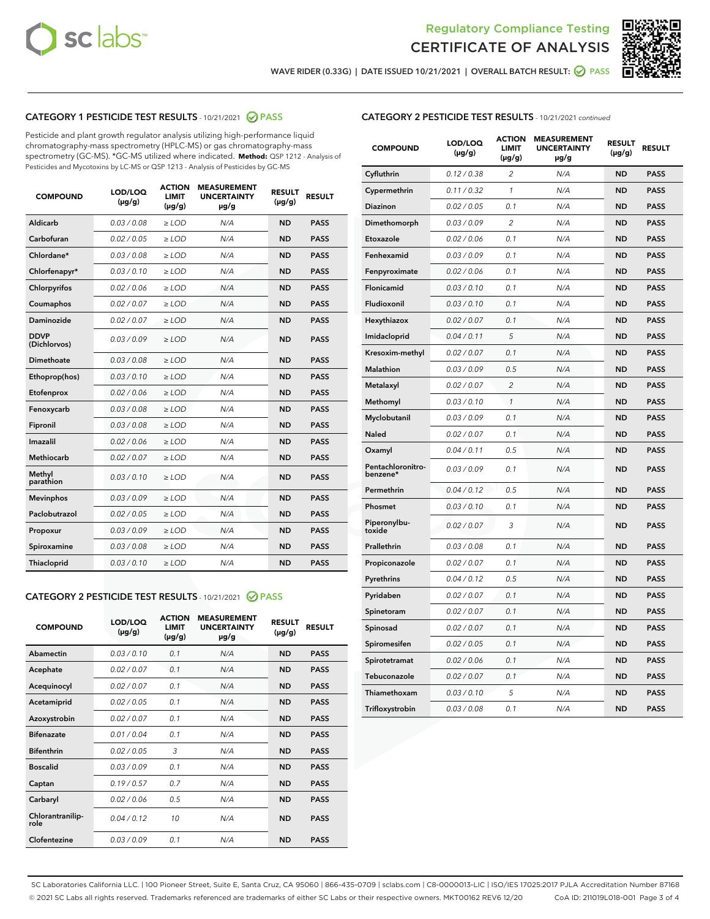Regulatory Compliance Testing

# CERTIFICATE OF ANALYSIS

WAVE RIDER (0.33G) | DATE ISSUED 10/21/2021 | OVERALL BATCH RESULT: PASS

## CATEGORY 1 PESTICIDE TEST RESULTS - 10/21/2021 PASS

Pesticide and plant growth regulator analysis utilizing high-performance liquid chromatography-mass spectrometry (HPLC-MS) or gas chromatography-mass spectrometry (GC-MS). *GC-MS utilized where indicated. **Method:** QSP 1212 - Analysis of Pesticides and Mycotoxins by LC-MS or QSP 1213 - Analysis of Pesticides by GC-MS

| COMPOUND | LOD/LOQ (µg/g) | ACTION LIMIT (µg/g) | MEASUREMENT UNCERTAINTY µg/g | RESULT (µg/g) | RESULT |
|---|---|---|---|---|---|
| Aldicarb | 0.03 / 0.08 | ≥ LOD | N/A | ND | PASS |
| Carbofuran | 0.02 / 0.05 | ≥ LOD | N/A | ND | PASS |
| Chlordane* | 0.03 / 0.08 | ≥ LOD | N/A | ND | PASS |
| Chlorfenapyr* | 0.03 / 0.10 | ≥ LOD | N/A | ND | PASS |
| Chlorpyrifos | 0.02 / 0.06 | ≥ LOD | N/A | ND | PASS |
| Coumaphos | 0.02 / 0.07 | ≥ LOD | N/A | ND | PASS |
| Daminozide | 0.02 / 0.07 | ≥ LOD | N/A | ND | PASS |
| DDVP (Dichlorvos) | 0.03 / 0.09 | ≥ LOD | N/A | ND | PASS |
| Dimethoate | 0.03 / 0.08 | ≥ LOD | N/A | ND | PASS |
| Ethoprop(hos) | 0.03 / 0.10 | ≥ LOD | N/A | ND | PASS |
| Etofenprox | 0.02 / 0.06 | ≥ LOD | N/A | ND | PASS |
| Fenoxycarb | 0.03 / 0.08 | ≥ LOD | N/A | ND | PASS |
| Fipronil | 0.03 / 0.08 | ≥ LOD | N/A | ND | PASS |
| Imazalil | 0.02 / 0.06 | ≥ LOD | N/A | ND | PASS |
| Methiocarb | 0.02 / 0.07 | ≥ LOD | N/A | ND | PASS |
| Methyl parathion | 0.03 / 0.10 | ≥ LOD | N/A | ND | PASS |
| Mevinphos | 0.03 / 0.09 | ≥ LOD | N/A | ND | PASS |
| Paclobutrazol | 0.02 / 0.05 | ≥ LOD | N/A | ND | PASS |
| Propoxur | 0.03 / 0.09 | ≥ LOD | N/A | ND | PASS |
| Spiroxamine | 0.03 / 0.08 | ≥ LOD | N/A | ND | PASS |
| Thiacloprid | 0.03 / 0.10 | ≥ LOD | N/A | ND | PASS |

## CATEGORY 2 PESTICIDE TEST RESULTS - 10/21/2021 PASS

| COMPOUND | LOD/LOQ (µg/g) | ACTION LIMIT (µg/g) | MEASUREMENT UNCERTAINTY µg/g | RESULT (µg/g) | RESULT |
|---|---|---|---|---|---|
| Abamectin | 0.03 / 0.10 | 0.1 | N/A | ND | PASS |
| Acephate | 0.02 / 0.07 | 0.1 | N/A | ND | PASS |
| Acequinocyl | 0.02 / 0.07 | 0.1 | N/A | ND | PASS |
| Acetamiprid | 0.02 / 0.05 | 0.1 | N/A | ND | PASS |
| Azoxystrobin | 0.02 / 0.07 | 0.1 | N/A | ND | PASS |
| Bifenazate | 0.01 / 0.04 | 0.1 | N/A | ND | PASS |
| Bifenthrin | 0.02 / 0.05 | 3 | N/A | ND | PASS |
| Boscalid | 0.03 / 0.09 | 0.1 | N/A | ND | PASS |
| Captan | 0.19 / 0.57 | 0.7 | N/A | ND | PASS |
| Carbaryl | 0.02 / 0.06 | 0.5 | N/A | ND | PASS |
| Chlorantraniliprole | 0.04 / 0.12 | 10 | N/A | ND | PASS |
| Clofentezine | 0.03 / 0.09 | 0.1 | N/A | ND | PASS |
| Cyfluthrin | 0.12 / 0.38 | 2 | N/A | ND | PASS |
| Cypermethrin | 0.11 / 0.32 | 1 | N/A | ND | PASS |
| Diazinon | 0.02 / 0.05 | 0.1 | N/A | ND | PASS |
| Dimethomorph | 0.03 / 0.09 | 2 | N/A | ND | PASS |
| Etoxazole | 0.02 / 0.06 | 0.1 | N/A | ND | PASS |
| Fenhexamid | 0.03 / 0.09 | 0.1 | N/A | ND | PASS |
| Fenpyroximate | 0.02 / 0.06 | 0.1 | N/A | ND | PASS |
| Flonicamid | 0.03 / 0.10 | 0.1 | N/A | ND | PASS |
| Fludioxonil | 0.03 / 0.10 | 0.1 | N/A | ND | PASS |
| Hexythiazox | 0.02 / 0.07 | 0.1 | N/A | ND | PASS |
| Imidacloprid | 0.04 / 0.11 | 5 | N/A | ND | PASS |
| Kresoxim-methyl | 0.02 / 0.07 | 0.1 | N/A | ND | PASS |
| Malathion | 0.03 / 0.09 | 0.5 | N/A | ND | PASS |
| Metalaxyl | 0.02 / 0.07 | 2 | N/A | ND | PASS |
| Methomyl | 0.03 / 0.10 | 1 | N/A | ND | PASS |
| Myclobutanil | 0.03 / 0.09 | 0.1 | N/A | ND | PASS |
| Naled | 0.02 / 0.07 | 0.1 | N/A | ND | PASS |
| Oxamyl | 0.04 / 0.11 | 0.5 | N/A | ND | PASS |
| Pentachloronitrobenzene* | 0.03 / 0.09 | 0.1 | N/A | ND | PASS |
| Permethrin | 0.04 / 0.12 | 0.5 | N/A | ND | PASS |
| Phosmet | 0.03 / 0.10 | 0.1 | N/A | ND | PASS |
| Piperonylbutoxide | 0.02 / 0.07 | 3 | N/A | ND | PASS |
| Prallethrin | 0.03 / 0.08 | 0.1 | N/A | ND | PASS |
| Propiconazole | 0.02 / 0.07 | 0.1 | N/A | ND | PASS |
| Pyrethrins | 0.04 / 0.12 | 0.5 | N/A | ND | PASS |
| Pyridaben | 0.02 / 0.07 | 0.1 | N/A | ND | PASS |
| Spinetoram | 0.02 / 0.07 | 0.1 | N/A | ND | PASS |
| Spinosad | 0.02 / 0.07 | 0.1 | N/A | ND | PASS |
| Spiromesifen | 0.02 / 0.05 | 0.1 | N/A | ND | PASS |
| Spirotetramat | 0.02 / 0.06 | 0.1 | N/A | ND | PASS |
| Tebuconazole | 0.02 / 0.07 | 0.1 | N/A | ND | PASS |
| Thiamethoxam | 0.03 / 0.10 | 5 | N/A | ND | PASS |
| Trifloxystrobin | 0.03 / 0.08 | 0.1 | N/A | ND | PASS |

SC Laboratories California LLC. | 100 Pioneer Street, Suite E, Santa Cruz, CA 95060 | 866-435-0709 | sclabs.com | C8-0000013-LIC | ISO/IES 17025:2017 PJLA Accreditation Number 87168
© 2021 SC Labs all rights reserved. Trademarks referenced are trademarks of either SC Labs or their respective owners. MKT00162 REV6 12/20 CoA ID: 211019L018-001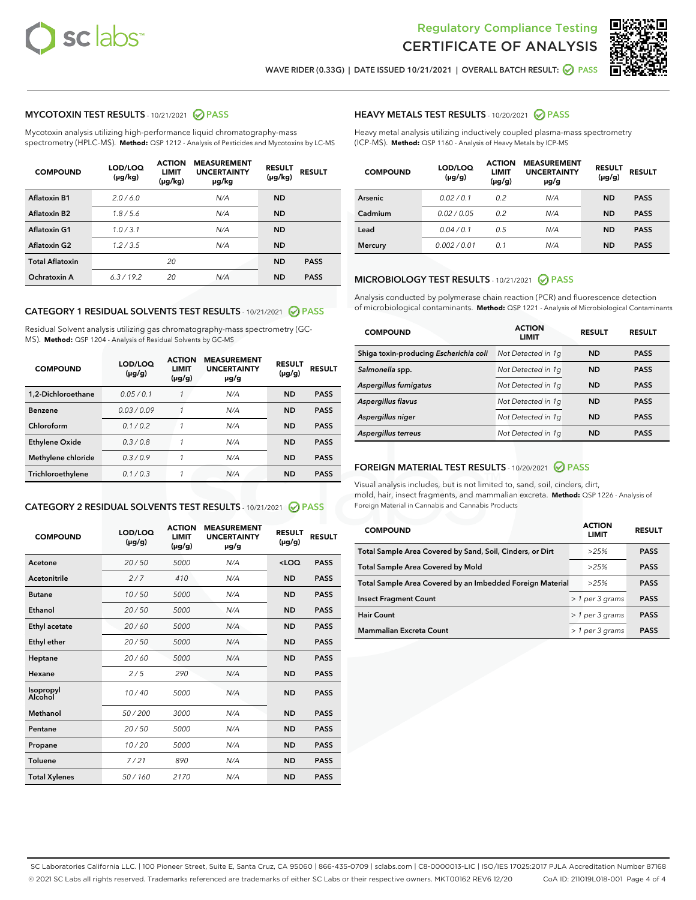Regulatory Compliance Testing

# CERTIFICATE OF ANALYSIS

WAVE RIDER (0.33G) | DATE ISSUED 10/21/2021 | OVERALL BATCH RESULT: PASS

## MYCOTOXIN TEST RESULTS - 10/21/2021 PASS

Mycotoxin analysis utilizing high-performance liquid chromatography-mass spectrometry (HPLC-MS). **Method:** QSP 1212 - Analysis of Pesticides and Mycotoxins by LC-MS

| COMPOUND | LOD/LOQ (µg/kg) | ACTION LIMIT (µg/kg) | MEASUREMENT UNCERTAINTY µg/kg | RESULT (µg/kg) | RESULT |
|---|---|---|---|---|---|
| Aflatoxin B1 | 2.0 / 6.0 | | N/A | ND | |
| Aflatoxin B2 | 1.8 / 5.6 | | N/A | ND | |
| Aflatoxin G1 | 1.0 / 3.1 | | N/A | ND | |
| Aflatoxin G2 | 1.2 / 3.5 | | N/A | ND | |
| Total Aflatoxin | | 20 | | ND | PASS |
| Ochratoxin A | 6.3 / 19.2 | 20 | N/A | ND | PASS |

## CATEGORY 1 RESIDUAL SOLVENTS TEST RESULTS - 10/21/2021 PASS

Residual Solvent analysis utilizing gas chromatography-mass spectrometry (GC-MS). **Method:** QSP 1204 - Analysis of Residual Solvents by GC-MS

| COMPOUND | LOD/LOQ (µg/g) | ACTION LIMIT (µg/g) | MEASUREMENT UNCERTAINTY µg/g | RESULT (µg/g) | RESULT |
|---|---|---|---|---|---|
| 1,2-Dichloroethane | 0.05 / 0.1 | 1 | N/A | ND | PASS |
| Benzene | 0.03 / 0.09 | 1 | N/A | ND | PASS |
| Chloroform | 0.1 / 0.2 | 1 | N/A | ND | PASS |
| Ethylene Oxide | 0.3 / 0.8 | 1 | N/A | ND | PASS |
| Methylene chloride | 0.3 / 0.9 | 1 | N/A | ND | PASS |
| Trichloroethylene | 0.1 / 0.3 | 1 | N/A | ND | PASS |

## CATEGORY 2 RESIDUAL SOLVENTS TEST RESULTS - 10/21/2021 PASS

| COMPOUND | LOD/LOQ (µg/g) | ACTION LIMIT (µg/g) | MEASUREMENT UNCERTAINTY µg/g | RESULT (µg/g) | RESULT |
|---|---|---|---|---|---|
| Acetone | 20 / 50 | 5000 | N/A | <LOQ | PASS |
| Acetonitrile | 2 / 7 | 410 | N/A | ND | PASS |
| Butane | 10 / 50 | 5000 | N/A | ND | PASS |
| Ethanol | 20 / 50 | 5000 | N/A | ND | PASS |
| Ethyl acetate | 20 / 60 | 5000 | N/A | ND | PASS |
| Ethyl ether | 20 / 50 | 5000 | N/A | ND | PASS |
| Heptane | 20 / 60 | 5000 | N/A | ND | PASS |
| Hexane | 2 / 5 | 290 | N/A | ND | PASS |
| Isopropyl Alcohol | 10 / 40 | 5000 | N/A | ND | PASS |
| Methanol | 50 / 200 | 3000 | N/A | ND | PASS |
| Pentane | 20 / 50 | 5000 | N/A | ND | PASS |
| Propane | 10 / 20 | 5000 | N/A | ND | PASS |
| Toluene | 7 / 21 | 890 | N/A | ND | PASS |
| Total Xylenes | 50 / 160 | 2170 | N/A | ND | PASS |

## HEAVY METALS TEST RESULTS - 10/20/2021 PASS

Heavy metal analysis utilizing inductively coupled plasma-mass spectrometry (ICP-MS). **Method:** QSP 1160 - Analysis of Heavy Metals by ICP-MS

| COMPOUND | LOD/LOQ (µg/g) | ACTION LIMIT (µg/g) | MEASUREMENT UNCERTAINTY µg/g | RESULT (µg/g) | RESULT |
|---|---|---|---|---|---|
| Arsenic | 0.02 / 0.1 | 0.2 | N/A | ND | PASS |
| Cadmium | 0.02 / 0.05 | 0.2 | N/A | ND | PASS |
| Lead | 0.04 / 0.1 | 0.5 | N/A | ND | PASS |
| Mercury | 0.002 / 0.01 | 0.1 | N/A | ND | PASS |

## MICROBIOLOGY TEST RESULTS - 10/21/2021 PASS

Analysis conducted by polymerase chain reaction (PCR) and fluorescence detection of microbiological contaminants. **Method:** QSP 1221 - Analysis of Microbiological Contaminants

| COMPOUND | ACTION LIMIT | RESULT | RESULT |
|---|---|---|---|
| Shiga toxin-producing *Escherichia coli* | Not Detected in 1g | ND | PASS |
| *Salmonella* spp. | Not Detected in 1g | ND | PASS |
| *Aspergillus fumigatus* | Not Detected in 1g | ND | PASS |
| *Aspergillus flavus* | Not Detected in 1g | ND | PASS |
| *Aspergillus niger* | Not Detected in 1g | ND | PASS |
| *Aspergillus terreus* | Not Detected in 1g | ND | PASS |

## FOREIGN MATERIAL TEST RESULTS - 10/20/2021 PASS

Visual analysis includes, but is not limited to, sand, soil, cinders, dirt, mold, hair, insect fragments, and mammalian excreta. **Method:** QSP 1226 - Analysis of Foreign Material in Cannabis and Cannabis Products

| COMPOUND | ACTION LIMIT | RESULT |
|---|---|---|
| Total Sample Area Covered by Sand, Soil, Cinders, or Dirt | >25% | PASS |
| Total Sample Area Covered by Mold | >25% | PASS |
| Total Sample Area Covered by an Imbedded Foreign Material | >25% | PASS |
| Insect Fragment Count | > 1 per 3 grams | PASS |
| Hair Count | > 1 per 3 grams | PASS |
| Mammalian Excreta Count | > 1 per 3 grams | PASS |

SC Laboratories California LLC. | 100 Pioneer Street, Suite E, Santa Cruz, CA 95060 | 866-435-0709 | sclabs.com | C8-0000013-LIC | ISO/IES 17025:2017 PJLA Accreditation Number 87168
© 2021 SC Labs all rights reserved. Trademarks referenced are trademarks of either SC Labs or their respective owners. MKT00162 REV6 12/20 CoA ID: 211019L018-001